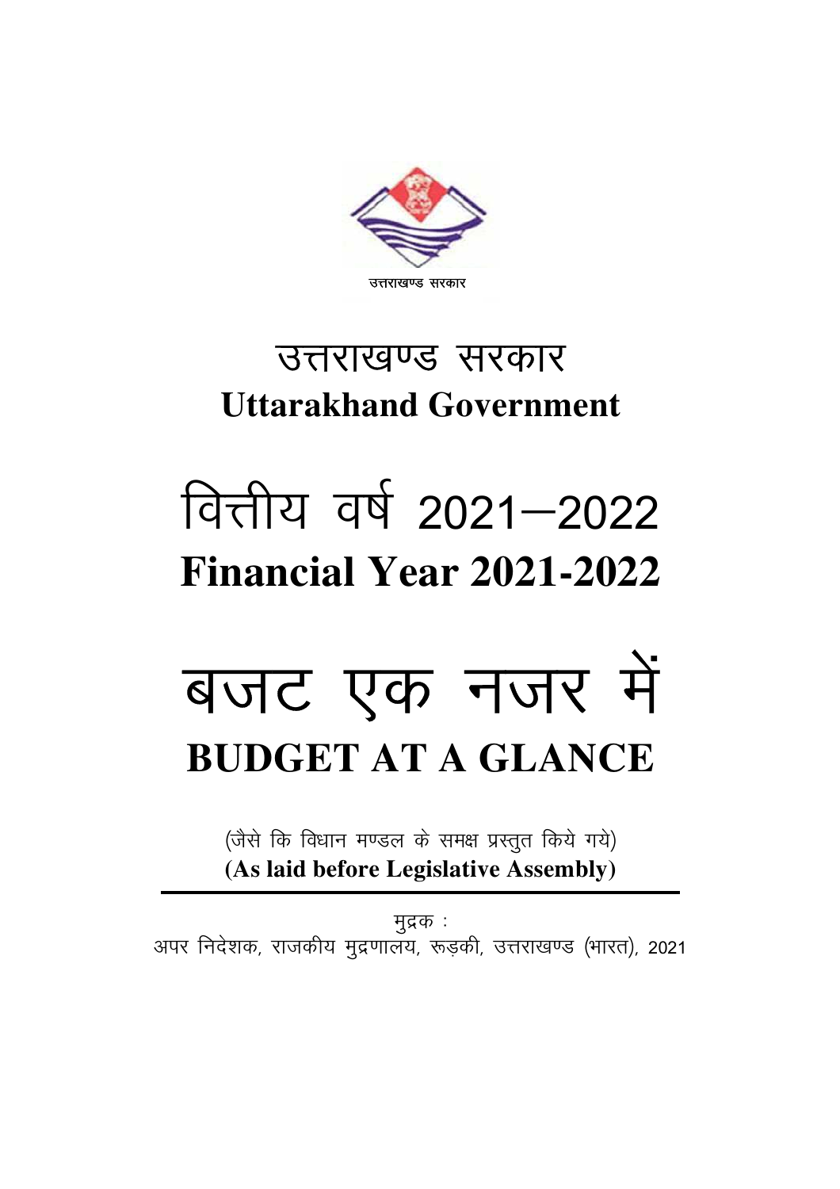उत्तराखण्ड सरकार

# उत्तराखण्ड सरकार
# Uttarakhand Government

# वित्तीय वर्ष 2021–2022
# Financial Year 2021-2022

# बजट एक नजर में
# BUDGET AT A GLANCE

(जैसे कि विधान मण्डल के समक्ष प्रस्तुत किये गये)
**(As laid before Legislative Assembly)**

---

मुद्रक :
अपर निदेशक, राजकीय मुद्रणालय, रूड़की, उत्तराखण्ड (भारत), 2021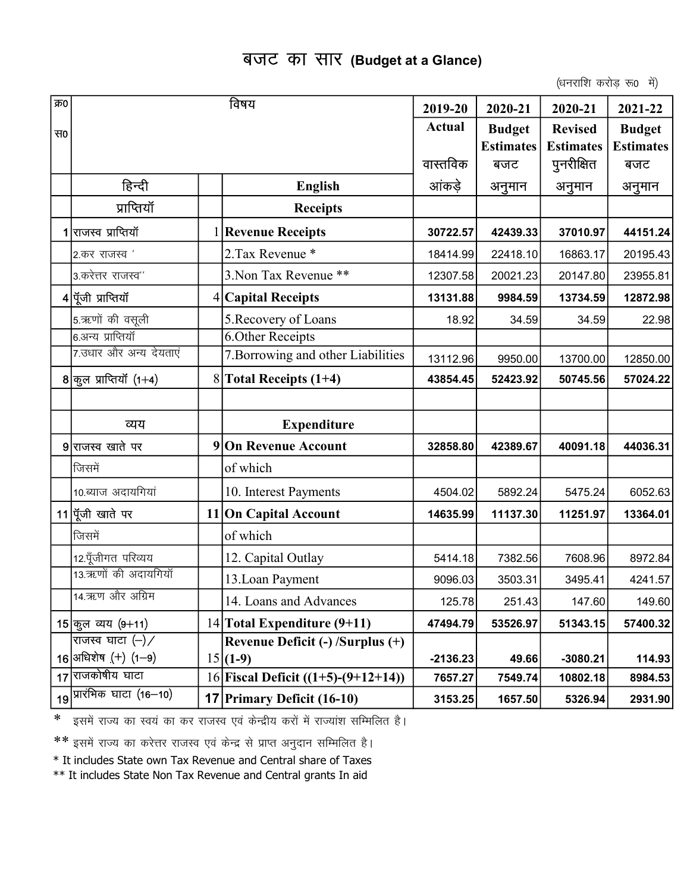# बजट का सार (Budget at a Glance)

(धनराशि करोड़ रू0 में)

| क्र0 स0 | विषय हिन्दी | | English | 2019-20 Actual वास्तविक आंकड़े | 2020-21 Budget Estimates बजट अनुमान | 2020-21 Revised Estimates पुनरीक्षित अनुमान | 2021-22 Budget Estimates बजट अनुमान |
|---|---|---|---|---|---|---|---|
| | प्राप्तियॉ | | Receipts | | | | |
| 1 | राजस्व प्राप्तियॉ | 1 | **Revenue Receipts** | **30722.57** | **42439.33** | **37010.97** | **44151.24** |
| | 2.कर राजस्व ' | | 2.Tax Revenue * | 18414.99 | 22418.10 | 16863.17 | 20195.43 |
| | 3.करेत्तर राजस्व'' | | 3.Non Tax Revenue ** | 12307.58 | 20021.23 | 20147.80 | 23955.81 |
| 4 | पूॅजी प्राप्तियॉ | 4 | **Capital Receipts** | **13131.88** | **9984.59** | **13734.59** | **12872.98** |
| | 5.ऋणों की वसूली | | 5.Recovery of Loans | 18.92 | 34.59 | 34.59 | 22.98 |
| | 6.अन्य प्राप्तियॉ | | 6.Other Receipts | | | | |
| | 7.उधार और अन्य देयताएं | | 7.Borrowing and other Liabilities | 13112.96 | 9950.00 | 13700.00 | 12850.00 |
| 8 | कुल प्राप्तियॉ (1+4) | 8 | **Total Receipts (1+4)** | **43854.45** | **52423.92** | **50745.56** | **57024.22** |
| | | | | | | | |
| | व्यय | | Expenditure | | | | |
| 9 | राजस्व खाते पर | 9 | **On Revenue Account** | **32858.80** | **42389.67** | **40091.18** | **44036.31** |
| | जिसमें | | of which | | | | |
| | 10.ब्याज अदायगियां | | 10. Interest Payments | 4504.02 | 5892.24 | 5475.24 | 6052.63 |
| 11 | पूॅजी खाते पर | 11 | **On Capital Account** | **14635.99** | **11137.30** | **11251.97** | **13364.01** |
| | जिसमें | | of which | | | | |
| | 12.पूँजीगत परिव्यय | | 12. Capital Outlay | 5414.18 | 7382.56 | 7608.96 | 8972.84 |
| | 13.ऋणों की अदायगियॉ | | 13.Loan Payment | 9096.03 | 3503.31 | 3495.41 | 4241.57 |
| | 14.ऋण और अग्रिम | | 14. Loans and Advances | 125.78 | 251.43 | 147.60 | 149.60 |
| 15 | कुल व्यय (9+11) | 14 | **Total Expenditure (9+11)** | **47494.79** | **53526.97** | **51343.15** | **57400.32** |
| 16 | राजस्व घाटा (–)/ अधिशेष (+) (1–9) | 15 | **Revenue Deficit (-) /Surplus (+) (1-9)** | **-2136.23** | **49.66** | **-3080.21** | **114.93** |
| 17 | राजकोषीय घाटा | 16 | **Fiscal Deficit ((1+5)-(9+12+14))** | **7657.27** | **7549.74** | **10802.18** | **8984.53** |
| 19 | प्रारंभिक घाटा (16–10) | 17 | **Primary Deficit (16-10)** | **3153.25** | **1657.50** | **5326.94** | **2931.90** |

\* इसमें राज्य का स्वयं का कर राजस्व एवं केन्द्रीय करों में राज्यांश सम्मिलित है।

\*\* इसमें राज्य का करेत्तर राजस्व एवं केन्द्र से प्राप्त अनुदान सम्मिलित है।

\* It includes State own Tax Revenue and Central share of Taxes

\*\* It includes State Non Tax Revenue and Central grants In aid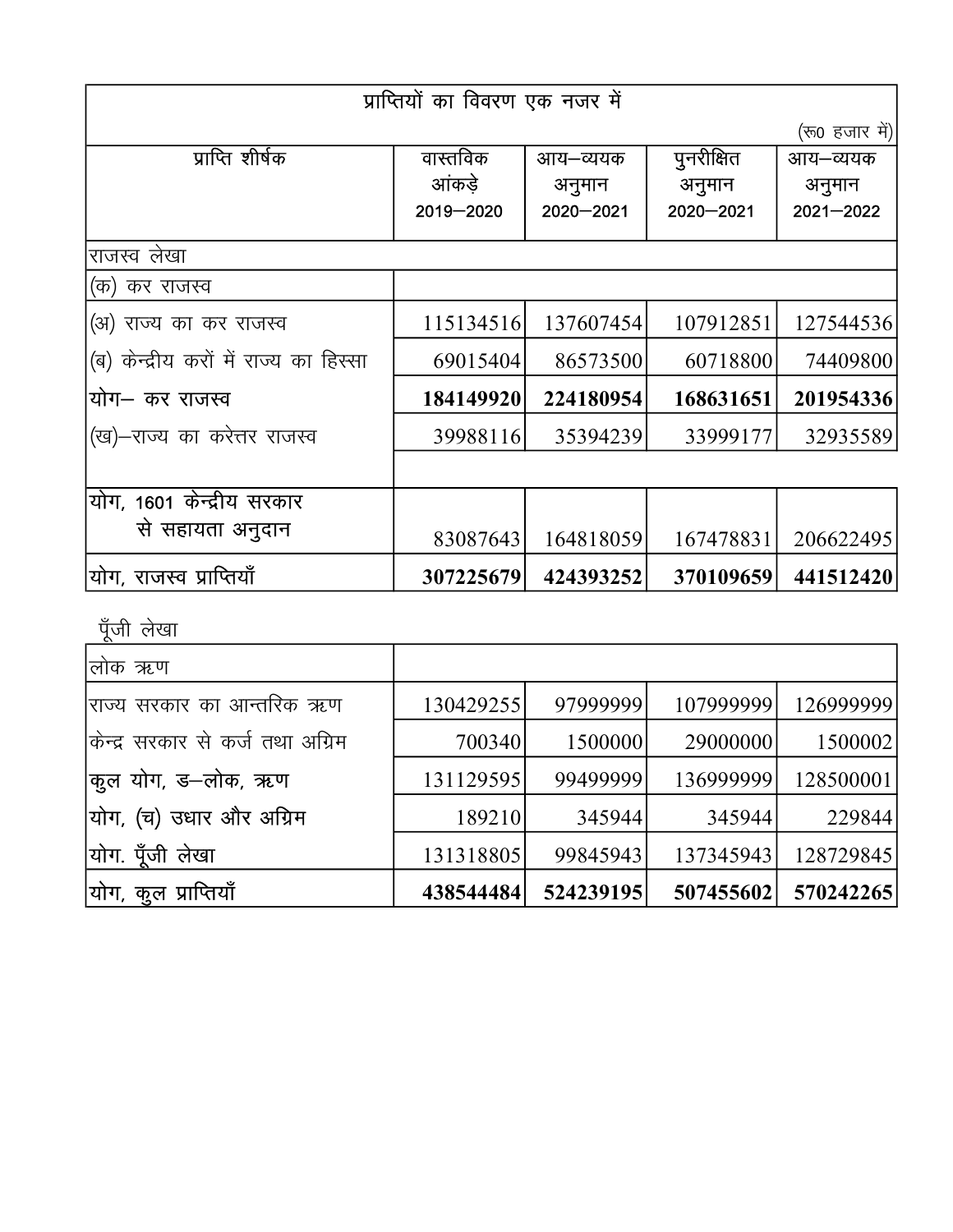## प्राप्तियों का विवरण एक नजर में

(रू0 हजार में)

| प्राप्ति शीर्षक | वास्तविक आंकड़े 2019—2020 | आय—व्ययक अनुमान 2020—2021 | पुनरीक्षित अनुमान 2020—2021 | आय—व्ययक अनुमान 2021—2022 |
|---|---|---|---|---|
| राजस्व लेखा | | | | |
| (क) कर राजस्व | | | | |
| (अ) राज्य का कर राजस्व | 115134516 | 137607454 | 107912851 | 127544536 |
| (ब) केन्द्रीय करों में राज्य का हिस्सा | 69015404 | 86573500 | 60718800 | 74409800 |
| **योग— कर राजस्व** | **184149920** | **224180954** | **168631651** | **201954336** |
| (ख)—राज्य का करेत्तर राजस्व | 39988116 | 35394239 | 33999177 | 32935589 |
| योग, 1601 केन्द्रीय सरकार से सहायता अनुदान | 83087643 | 164818059 | 167478831 | 206622495 |
| **योग, राजस्व प्राप्तियाँ** | **307225679** | **424393252** | **370109659** | **441512420** |

पूँजी लेखा

| | | | | |
|---|---|---|---|---|
| लोक ऋण | | | | |
| राज्य सरकार का आन्तरिक ऋण | 130429255 | 97999999 | 107999999 | 126999999 |
| केन्द्र सरकार से कर्ज तथा अग्रिम | 700340 | 1500000 | 29000000 | 1500002 |
| कुल योग, ड—लोक, ऋण | 131129595 | 99499999 | 136999999 | 128500001 |
| योग, (च) उधार और अग्रिम | 189210 | 345944 | 345944 | 229844 |
| योग. पूँजी लेखा | 131318805 | 99845943 | 137345943 | 128729845 |
| **योग, कुल प्राप्तियाँ** | **438544484** | **524239195** | **507455602** | **570242265** |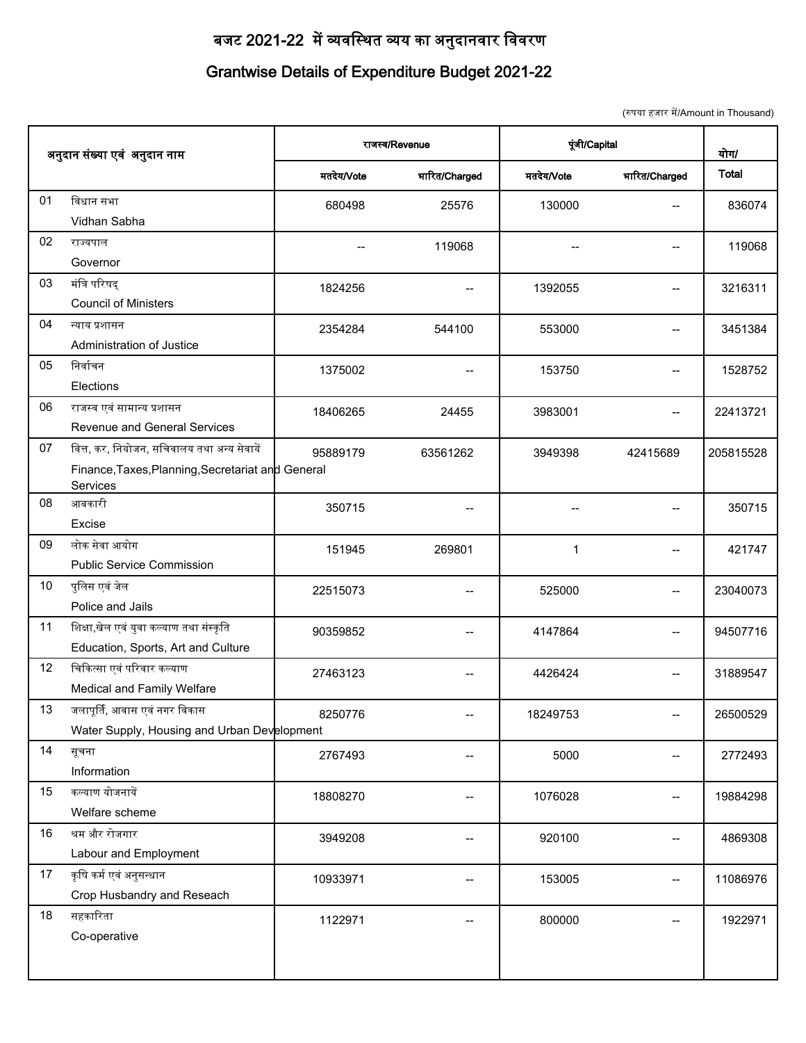# बजट 2021-22 में व्यवस्थित व्यय का अनुदानवार विवरण

# Grantwise Details of Expenditure Budget 2021-22

(रुपया हज़ार में/Amount in Thousand)

| अनुदान संख्या एवं अनुदान नाम | | राजस्व/Revenue | | पूंजी/Capital | | योग/ |
|---|---|---|---|---|---|---|
| | | मतदेय/Vote | भारित/Charged | मतदेय/Vote | भारित/Charged | Total |
| 01 | विधान सभा<br>Vidhan Sabha | 680498 | 25576 | 130000 | -- | 836074 |
| 02 | राज्यपाल<br>Governor | -- | 119068 | -- | -- | 119068 |
| 03 | मंत्रि परिषद्<br>Council of Ministers | 1824256 | -- | 1392055 | -- | 3216311 |
| 04 | न्याय प्रशासन<br>Administration of Justice | 2354284 | 544100 | 553000 | -- | 3451384 |
| 05 | निर्वाचन<br>Elections | 1375002 | -- | 153750 | -- | 1528752 |
| 06 | राजस्व एवं सामान्य प्रशासन<br>Revenue and General Services | 18406265 | 24455 | 3983001 | -- | 22413721 |
| 07 | वित्त, कर, नियोजन, सचिवालय तथा अन्य सेवायें<br>Finance,Taxes,Planning,Secretariat and General Services | 95889179 | 63561262 | 3949398 | 42415689 | 205815528 |
| 08 | आबकारी<br>Excise | 350715 | -- | -- | -- | 350715 |
| 09 | लोक सेवा आयोग<br>Public Service Commission | 151945 | 269801 | 1 | -- | 421747 |
| 10 | पुलिस एवं जेल<br>Police and Jails | 22515073 | -- | 525000 | -- | 23040073 |
| 11 | शिक्षा,खेल एवं युवा कल्याण तथा संस्कृति<br>Education, Sports, Art and Culture | 90359852 | -- | 4147864 | -- | 94507716 |
| 12 | चिकित्सा एवं परिवार कल्याण<br>Medical and Family Welfare | 27463123 | -- | 4426424 | -- | 31889547 |
| 13 | जलापूर्ति, आवास एवं नगर विकास<br>Water Supply, Housing and Urban Development | 8250776 | -- | 18249753 | -- | 26500529 |
| 14 | सूचना<br>Information | 2767493 | -- | 5000 | -- | 2772493 |
| 15 | कल्याण योजनायें<br>Welfare scheme | 18808270 | -- | 1076028 | -- | 19884298 |
| 16 | श्रम और रोजगार<br>Labour and Employment | 3949208 | -- | 920100 | -- | 4869308 |
| 17 | कृषि कर्म एवं अनुसन्धान<br>Crop Husbandry and Reseach | 10933971 | -- | 153005 | -- | 11086976 |
| 18 | सहकारिता<br>Co-operative | 1122971 | -- | 800000 | -- | 1922971 |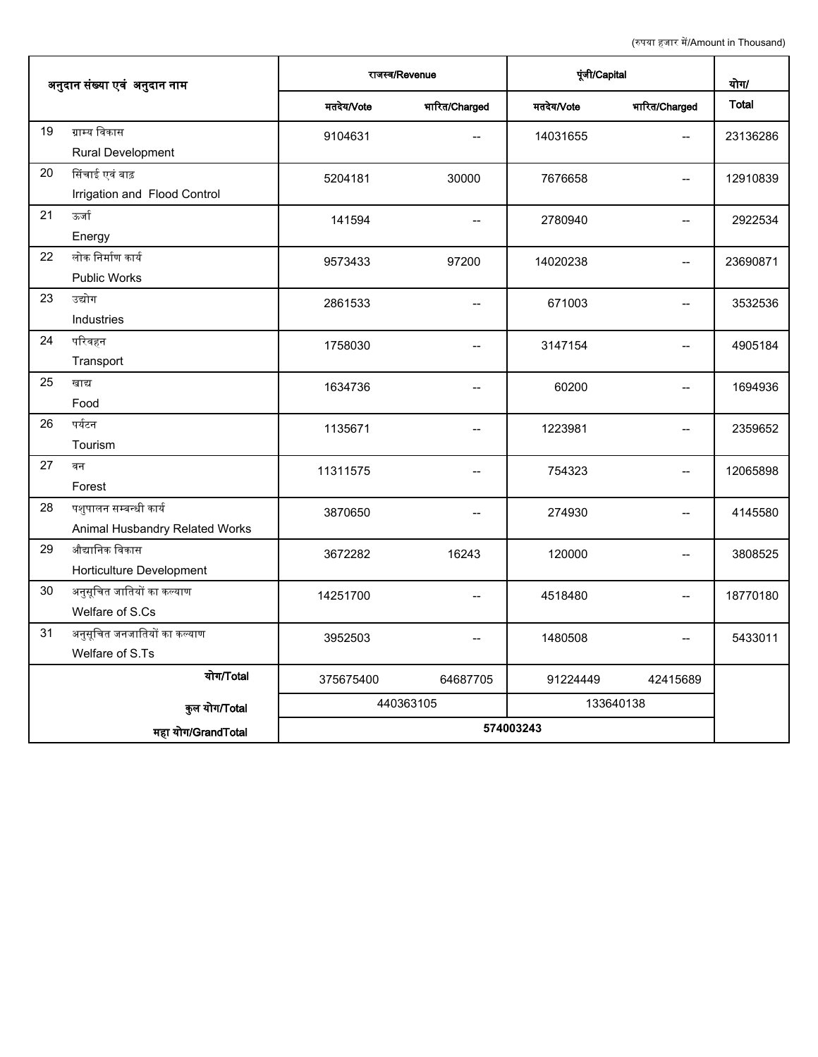(रुपया हज़ार में/Amount in Thousand)

| अनुदान संख्या एवं अनुदान नाम | | राजस्व/Revenue | | पूंजी/Capital | | योग/ |
|---|---|---|---|---|---|---|
| | | मतदेय/Vote | भारित/Charged | मतदेय/Vote | भारित/Charged | Total |
| 19 | ग्राम्य विकास<br>Rural Development | 9104631 | -- | 14031655 | -- | 23136286 |
| 20 | सिंचाई एवं बाढ़<br>Irrigation and Flood Control | 5204181 | 30000 | 7676658 | -- | 12910839 |
| 21 | ऊर्जा<br>Energy | 141594 | -- | 2780940 | -- | 2922534 |
| 22 | लोक निर्माण कार्य<br>Public Works | 9573433 | 97200 | 14020238 | -- | 23690871 |
| 23 | उद्योग<br>Industries | 2861533 | -- | 671003 | -- | 3532536 |
| 24 | परिवहन<br>Transport | 1758030 | -- | 3147154 | -- | 4905184 |
| 25 | खाद्य<br>Food | 1634736 | -- | 60200 | -- | 1694936 |
| 26 | पर्यटन<br>Tourism | 1135671 | -- | 1223981 | -- | 2359652 |
| 27 | वन<br>Forest | 11311575 | -- | 754323 | -- | 12065898 |
| 28 | पशुपालन सम्बन्धी कार्य<br>Animal Husbandry Related Works | 3870650 | -- | 274930 | -- | 4145580 |
| 29 | औद्यानिक विकास<br>Horticulture Development | 3672282 | 16243 | 120000 | -- | 3808525 |
| 30 | अनुसूचित जातियों का कल्याण<br>Welfare of S.Cs | 14251700 | -- | 4518480 | -- | 18770180 |
| 31 | अनुसूचित जनजातियों का कल्याण<br>Welfare of S.Ts | 3952503 | -- | 1480508 | -- | 5433011 |
| | योग/Total | 375675400 | 64687705 | 91224449 | 42415689 | |
| | कुल योग/Total | 440363105 | | 133640138 | | |
| | **महा योग/GrandTotal** | **574003243** | | | | |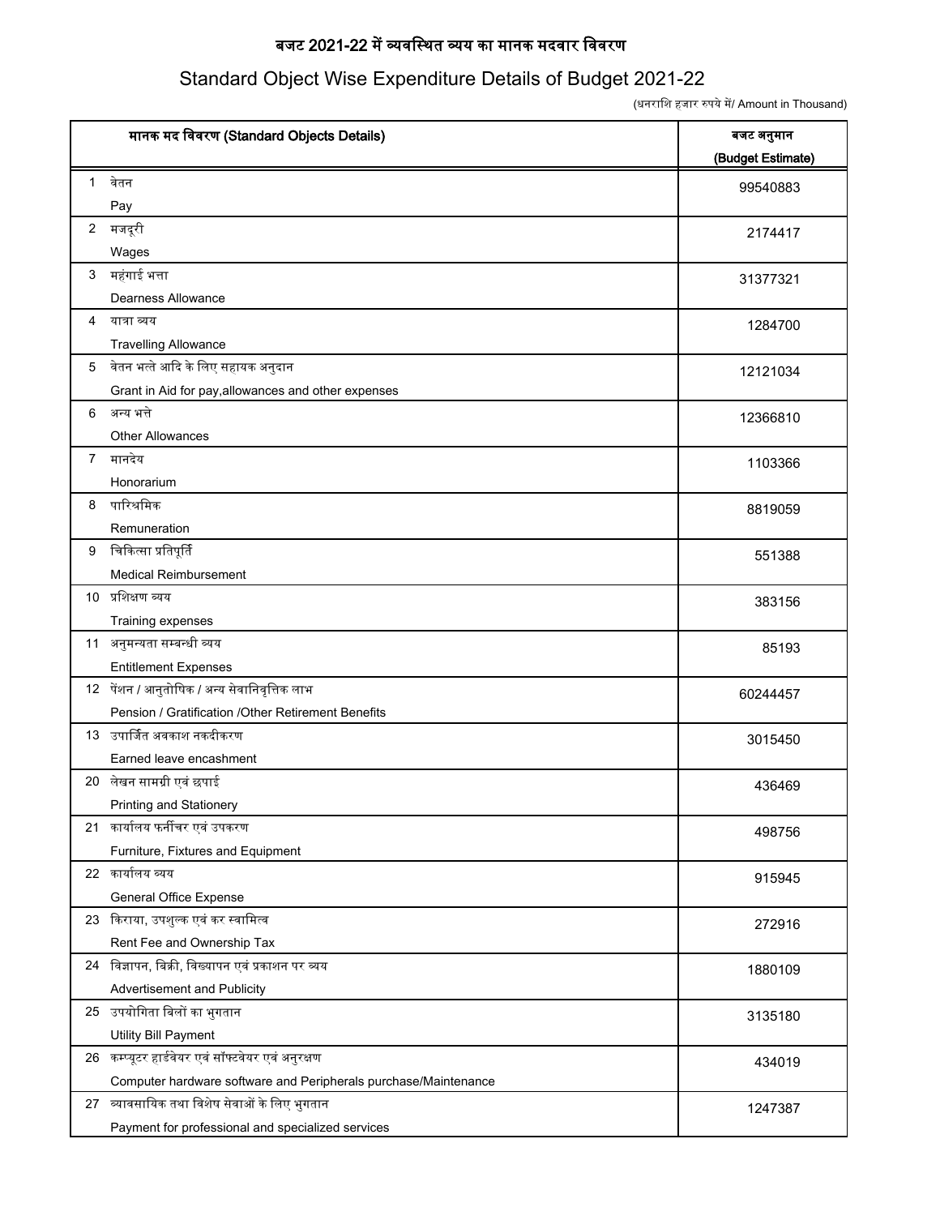# बजट 2021-22 में व्यवस्थित व्यय का मानक मदवार विवरण

## Standard Object Wise Expenditure Details of Budget 2021-22

(धनराशि हज़ार रुपये में/ Amount in Thousand)

| मानक मद विवरण (Standard Objects Details) | बजट अनुमान (Budget Estimate) |
|---|---|
| 1 वेतन<br>Pay | 99540883 |
| 2 मजदूरी<br>Wages | 2174417 |
| 3 महंगाई भत्ता<br>Dearness Allowance | 31377321 |
| 4 यात्रा व्यय<br>Travelling Allowance | 1284700 |
| 5 वेतन भत्ते आदि के लिए सहायक अनुदान<br>Grant in Aid for pay,allowances and other expenses | 12121034 |
| 6 अन्य भत्ते<br>Other Allowances | 12366810 |
| 7 मानदेय<br>Honorarium | 1103366 |
| 8 पारिश्रमिक<br>Remuneration | 8819059 |
| 9 चिकित्सा प्रतिपूर्ति<br>Medical Reimbursement | 551388 |
| 10 प्रशिक्षण व्यय<br>Training expenses | 383156 |
| 11 अनुमन्यता सम्बन्धी व्यय<br>Entitlement Expenses | 85193 |
| 12 पेंशन / आनुतोषिक / अन्य सेवानिवृत्तिक लाभ<br>Pension / Gratification /Other Retirement Benefits | 60244457 |
| 13 उपार्जित अवकाश नकदीकरण<br>Earned leave encashment | 3015450 |
| 20 लेखन सामग्री एवं छपाई<br>Printing and Stationery | 436469 |
| 21 कार्यालय फर्नीचर एवं उपकरण<br>Furniture, Fixtures and Equipment | 498756 |
| 22 कार्यालय व्यय<br>General Office Expense | 915945 |
| 23 किराया, उपशुल्क एवं कर स्वामित्व<br>Rent Fee and Ownership Tax | 272916 |
| 24 विज्ञापन, बिक्री, विख्यापन एवं प्रकाशन पर व्यय<br>Advertisement and Publicity | 1880109 |
| 25 उपयोगिता बिलों का भुगतान<br>Utility Bill Payment | 3135180 |
| 26 कम्प्यूटर हार्डवेयर एवं सॉफ्टवेयर एवं अनुरक्षण<br>Computer hardware software and Peripherals purchase/Maintenance | 434019 |
| 27 व्यावसायिक तथा विशेष सेवाओं के लिए भुगतान<br>Payment for professional and specialized services | 1247387 |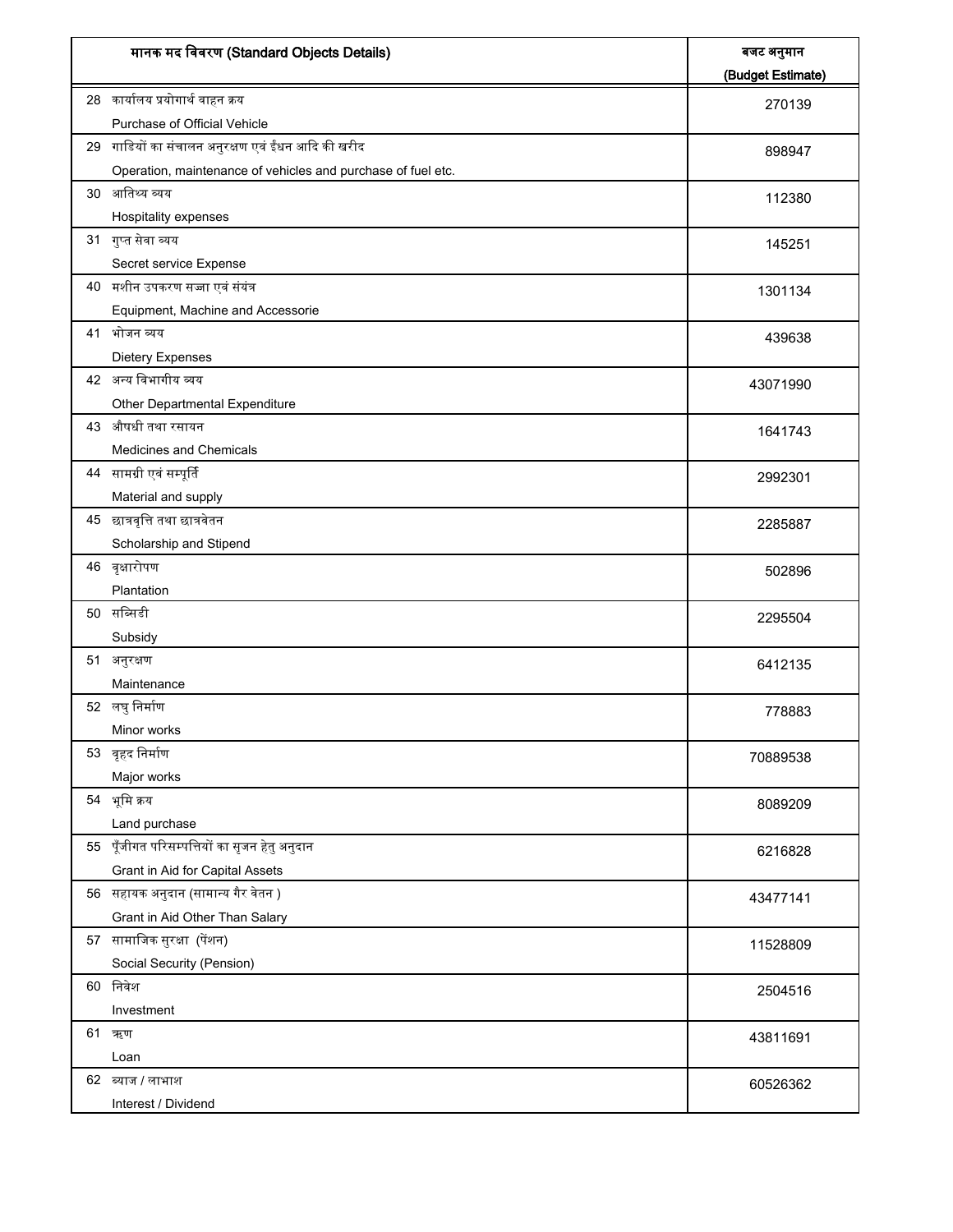| मानक मद विवरण (Standard Objects Details) | बजट अनुमान (Budget Estimate) |
|---|---|
| 28 कार्यालय प्रयोगार्थ वाहन क्रय<br>Purchase of Official Vehicle | 270139 |
| 29 गाडियों का संचालन अनुरक्षण एवं ईंधन आदि की खरीद<br>Operation, maintenance of vehicles and purchase of fuel etc. | 898947 |
| 30 आतिथ्य व्यय<br>Hospitality expenses | 112380 |
| 31 गुप्त सेवा व्यय<br>Secret service Expense | 145251 |
| 40 मशीन उपकरण सज्जा एवं संयंत्र<br>Equipment, Machine and Accessorie | 1301134 |
| 41 भोजन व्यय<br>Dietery Expenses | 439638 |
| 42 अन्य विभागीय व्यय<br>Other Departmental Expenditure | 43071990 |
| 43 औषधी तथा रसायन<br>Medicines and Chemicals | 1641743 |
| 44 सामग्री एवं सम्पूर्ति<br>Material and supply | 2992301 |
| 45 छात्रवृत्ति तथा छात्रवेतन<br>Scholarship and Stipend | 2285887 |
| 46 वृक्षारोपण<br>Plantation | 502896 |
| 50 सब्सिडी<br>Subsidy | 2295504 |
| 51 अनुरक्षण<br>Maintenance | 6412135 |
| 52 लघु निर्माण<br>Minor works | 778883 |
| 53 वृहद निर्माण<br>Major works | 70889538 |
| 54 भूमि क्रय<br>Land purchase | 8089209 |
| 55 पूँजीगत परिसम्पत्तियों का सृजन हेतु अनुदान<br>Grant in Aid for Capital Assets | 6216828 |
| 56 सहायक अनुदान (सामान्य गैर वेतन )<br>Grant in Aid Other Than Salary | 43477141 |
| 57 सामाजिक सुरक्षा (पेंशन)<br>Social Security (Pension) | 11528809 |
| 60 निवेश<br>Investment | 2504516 |
| 61 ऋण<br>Loan | 43811691 |
| 62 ब्याज / लाभांश<br>Interest / Dividend | 60526362 |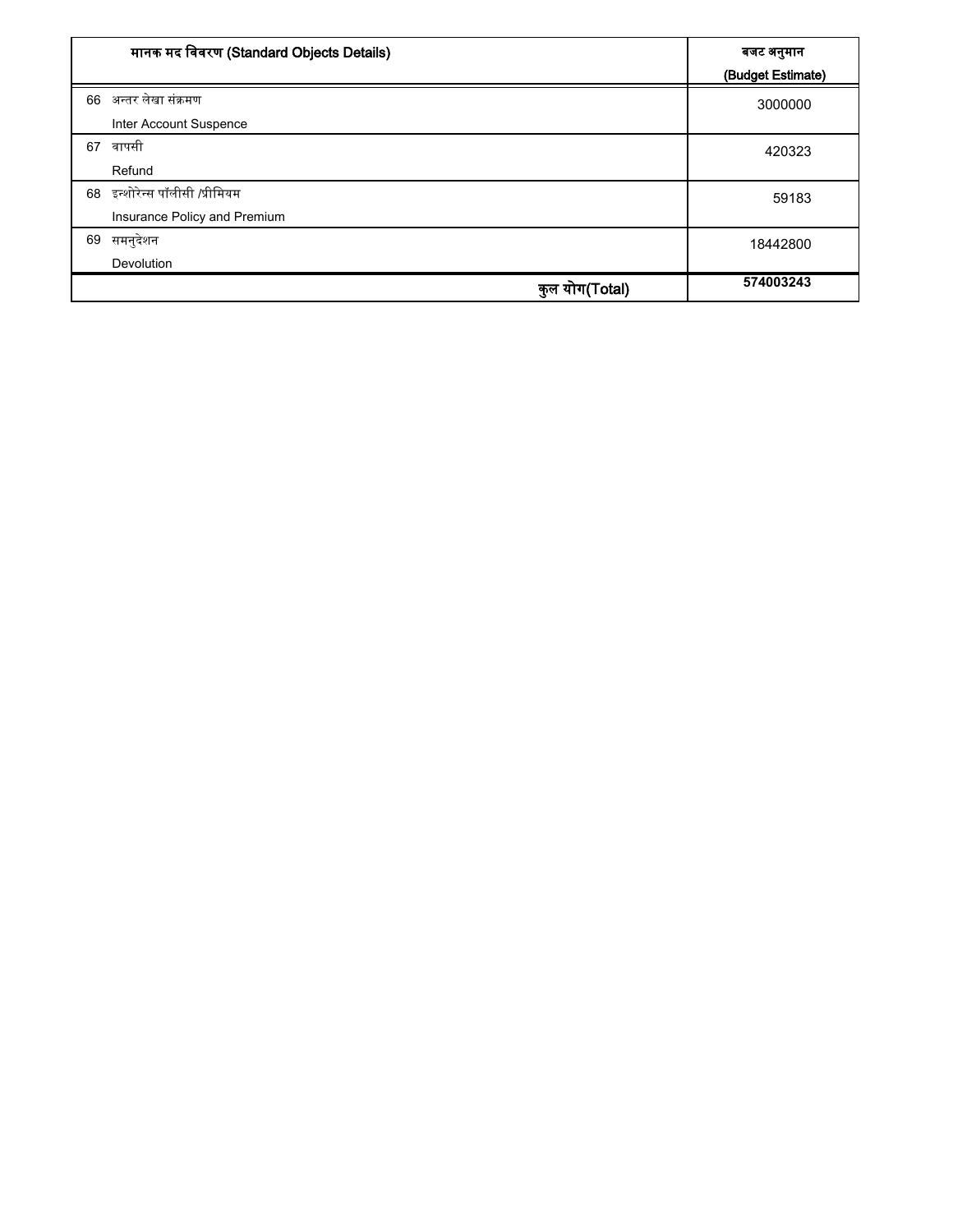| मानक मद विवरण (Standard Objects Details) | बजट अनुमान (Budget Estimate) |
|---|---|
| 66 अन्तर लेखा संक्रमण<br>Inter Account Suspence | 3000000 |
| 67 वापसी<br>Refund | 420323 |
| 68 इन्शोरेन्स पॉलीसी /प्रीमियम<br>Insurance Policy and Premium | 59183 |
| 69 समनुदेशन<br>Devolution | 18442800 |
| **कुल योग(Total)** | **574003243** |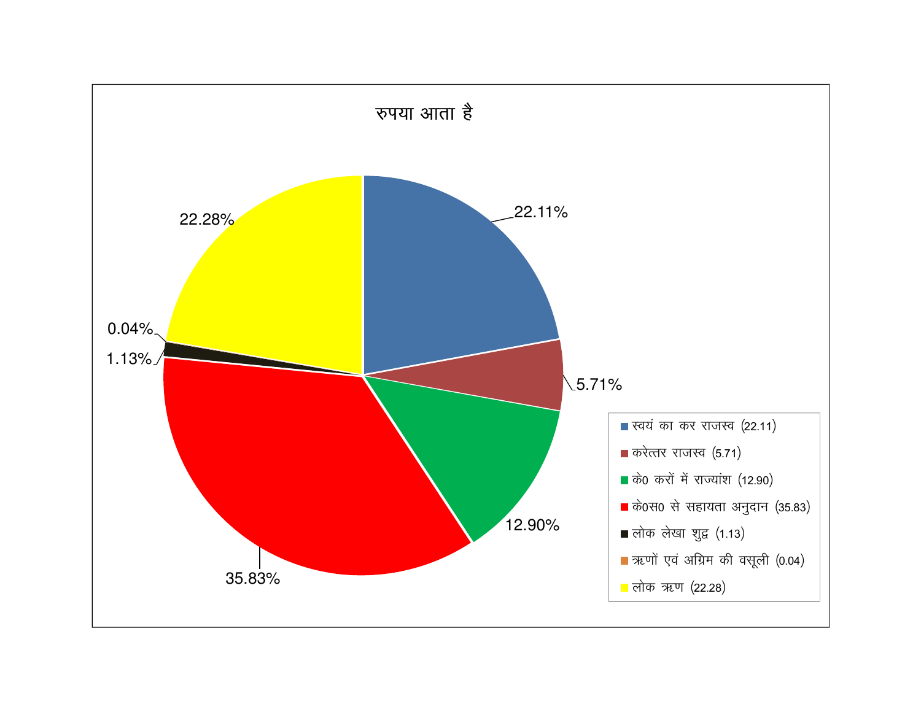## रुपया आता है

| मद | प्रतिशत |
|---|---|
| स्वयं का कर राजस्व | 22.11 |
| करेत्तर राजस्व | 5.71 |
| के0 करों में राज्यांश | 12.90 |
| के0स0 से सहायता अनुदान | 35.83 |
| लोक लेखा शुद्ध | 1.13 |
| ऋणों एवं अग्रिम की वसूली | 0.04 |
| लोक ऋण | 22.28 |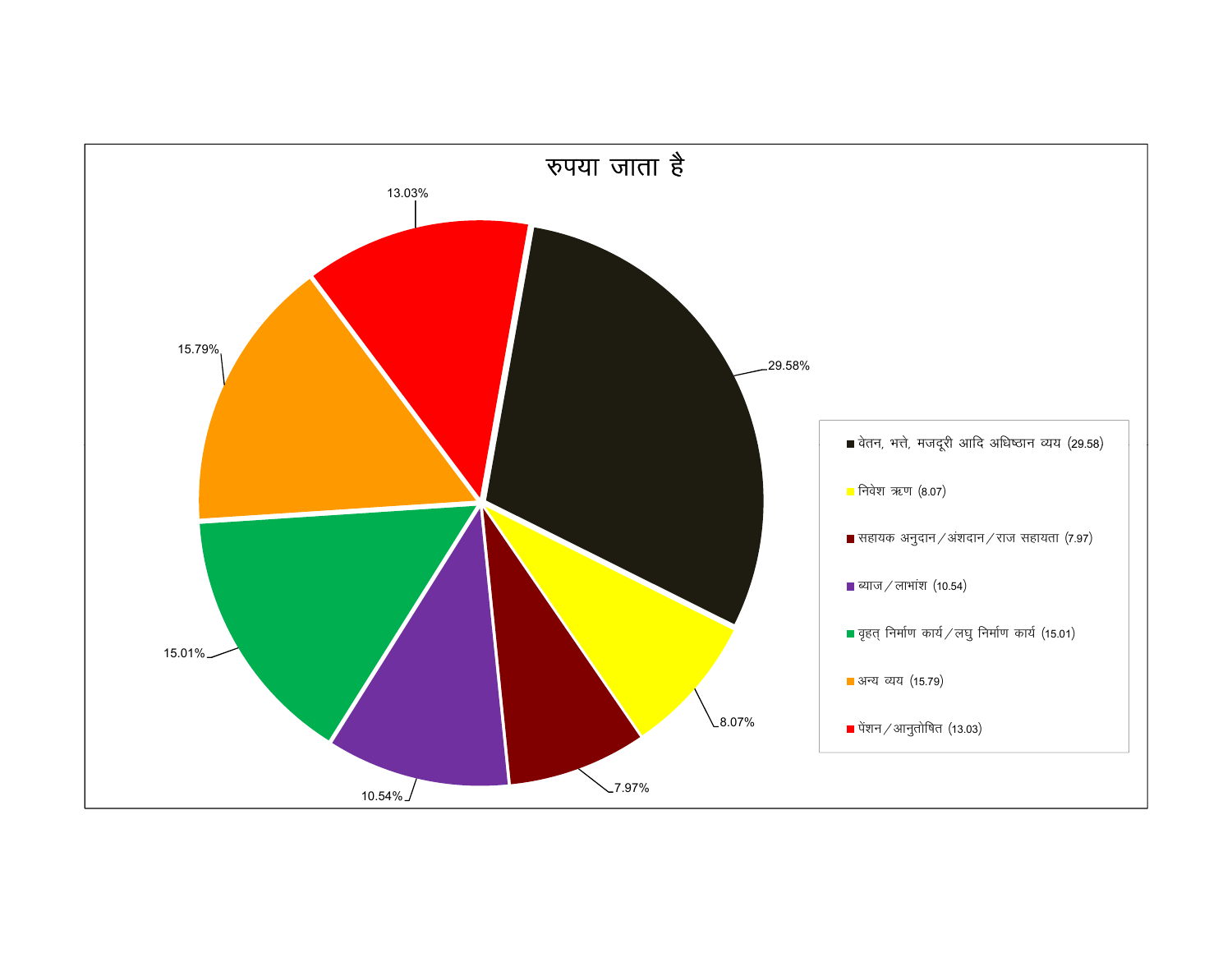# रुपया जाता है

13.03%

29.58%

15.79%

15.01%

8.07%

10.54%

7.97%

वेतन, भत्ते, मजदूरी आदि अधिष्ठान व्यय (29.58)

निवेश ऋण (8.07)

सहायक अनुदान/अंशदान/राज सहायता (7.97)

ब्याज/लाभांश (10.54)

वृहत् निर्माण कार्य/लघु निर्माण कार्य (15.01)

अन्य व्यय (15.79)

पेंशन/आनुतोषित (13.03)